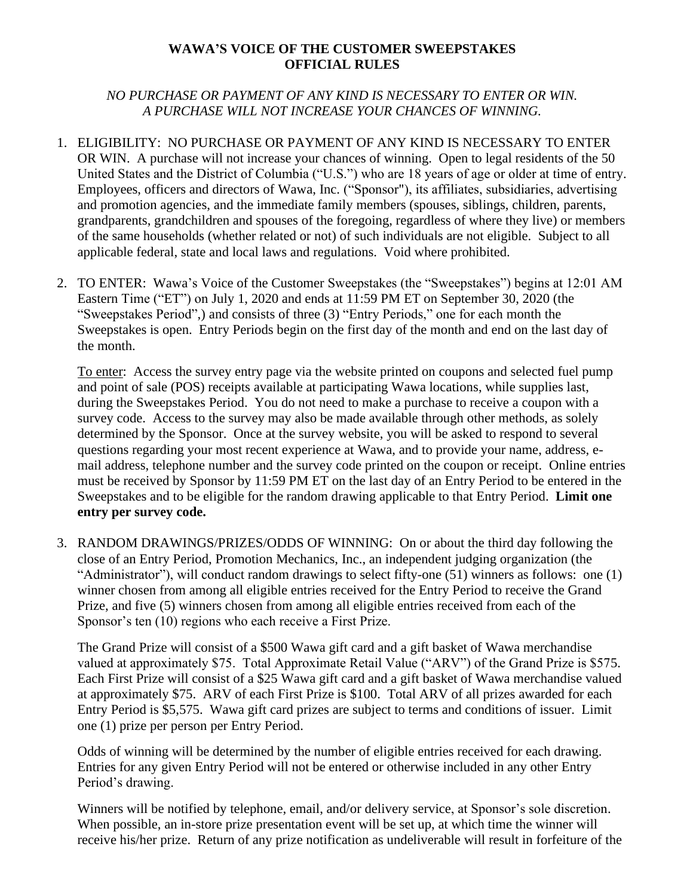# WAWA'S VOICE OF THE CUSTOMER SWEEPSTAKES
# OFFICIAL RULES

*NO PURCHASE OR PAYMENT OF ANY KIND IS NECESSARY TO ENTER OR WIN. A PURCHASE WILL NOT INCREASE YOUR CHANCES OF WINNING.*

1. ELIGIBILITY: NO PURCHASE OR PAYMENT OF ANY KIND IS NECESSARY TO ENTER OR WIN. A purchase will not increase your chances of winning. Open to legal residents of the 50 United States and the District of Columbia ("U.S.") who are 18 years of age or older at time of entry. Employees, officers and directors of Wawa, Inc. ("Sponsor"), its affiliates, subsidiaries, advertising and promotion agencies, and the immediate family members (spouses, siblings, children, parents, grandparents, grandchildren and spouses of the foregoing, regardless of where they live) or members of the same households (whether related or not) of such individuals are not eligible. Subject to all applicable federal, state and local laws and regulations. Void where prohibited.

2. TO ENTER: Wawa's Voice of the Customer Sweepstakes (the "Sweepstakes") begins at 12:01 AM Eastern Time ("ET") on July 1, 2020 and ends at 11:59 PM ET on September 30, 2020 (the "Sweepstakes Period",) and consists of three (3) "Entry Periods," one for each month the Sweepstakes is open. Entry Periods begin on the first day of the month and end on the last day of the month.

   To enter: Access the survey entry page via the website printed on coupons and selected fuel pump and point of sale (POS) receipts available at participating Wawa locations, while supplies last, during the Sweepstakes Period. You do not need to make a purchase to receive a coupon with a survey code. Access to the survey may also be made available through other methods, as solely determined by the Sponsor. Once at the survey website, you will be asked to respond to several questions regarding your most recent experience at Wawa, and to provide your name, address, e-mail address, telephone number and the survey code printed on the coupon or receipt. Online entries must be received by Sponsor by 11:59 PM ET on the last day of an Entry Period to be entered in the Sweepstakes and to be eligible for the random drawing applicable to that Entry Period. **Limit one entry per survey code.**

3. RANDOM DRAWINGS/PRIZES/ODDS OF WINNING: On or about the third day following the close of an Entry Period, Promotion Mechanics, Inc., an independent judging organization (the "Administrator"), will conduct random drawings to select fifty-one (51) winners as follows: one (1) winner chosen from among all eligible entries received for the Entry Period to receive the Grand Prize, and five (5) winners chosen from among all eligible entries received from each of the Sponsor's ten (10) regions who each receive a First Prize.

   The Grand Prize will consist of a $500 Wawa gift card and a gift basket of Wawa merchandise valued at approximately $75. Total Approximate Retail Value ("ARV") of the Grand Prize is $575. Each First Prize will consist of a $25 Wawa gift card and a gift basket of Wawa merchandise valued at approximately $75. ARV of each First Prize is $100. Total ARV of all prizes awarded for each Entry Period is $5,575. Wawa gift card prizes are subject to terms and conditions of issuer. Limit one (1) prize per person per Entry Period.

   Odds of winning will be determined by the number of eligible entries received for each drawing. Entries for any given Entry Period will not be entered or otherwise included in any other Entry Period's drawing.

   Winners will be notified by telephone, email, and/or delivery service, at Sponsor's sole discretion. When possible, an in-store prize presentation event will be set up, at which time the winner will receive his/her prize. Return of any prize notification as undeliverable will result in forfeiture of the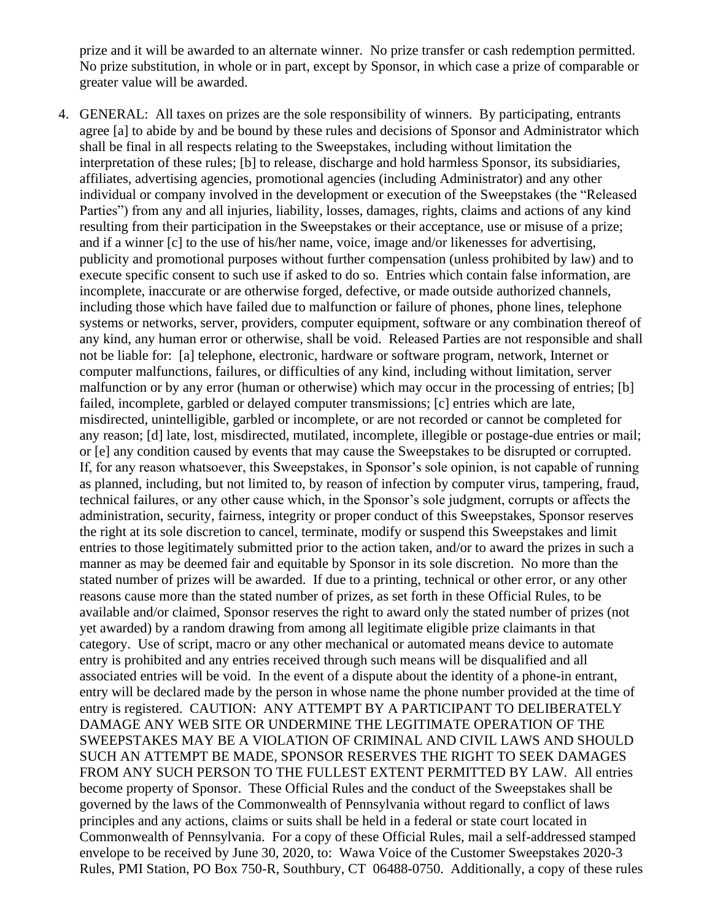prize and it will be awarded to an alternate winner. No prize transfer or cash redemption permitted. No prize substitution, in whole or in part, except by Sponsor, in which case a prize of comparable or greater value will be awarded.

4. GENERAL: All taxes on prizes are the sole responsibility of winners. By participating, entrants agree [a] to abide by and be bound by these rules and decisions of Sponsor and Administrator which shall be final in all respects relating to the Sweepstakes, including without limitation the interpretation of these rules; [b] to release, discharge and hold harmless Sponsor, its subsidiaries, affiliates, advertising agencies, promotional agencies (including Administrator) and any other individual or company involved in the development or execution of the Sweepstakes (the "Released Parties") from any and all injuries, liability, losses, damages, rights, claims and actions of any kind resulting from their participation in the Sweepstakes or their acceptance, use or misuse of a prize; and if a winner [c] to the use of his/her name, voice, image and/or likenesses for advertising, publicity and promotional purposes without further compensation (unless prohibited by law) and to execute specific consent to such use if asked to do so. Entries which contain false information, are incomplete, inaccurate or are otherwise forged, defective, or made outside authorized channels, including those which have failed due to malfunction or failure of phones, phone lines, telephone systems or networks, server, providers, computer equipment, software or any combination thereof of any kind, any human error or otherwise, shall be void. Released Parties are not responsible and shall not be liable for: [a] telephone, electronic, hardware or software program, network, Internet or computer malfunctions, failures, or difficulties of any kind, including without limitation, server malfunction or by any error (human or otherwise) which may occur in the processing of entries; [b] failed, incomplete, garbled or delayed computer transmissions; [c] entries which are late, misdirected, unintelligible, garbled or incomplete, or are not recorded or cannot be completed for any reason; [d] late, lost, misdirected, mutilated, incomplete, illegible or postage-due entries or mail; or [e] any condition caused by events that may cause the Sweepstakes to be disrupted or corrupted. If, for any reason whatsoever, this Sweepstakes, in Sponsor's sole opinion, is not capable of running as planned, including, but not limited to, by reason of infection by computer virus, tampering, fraud, technical failures, or any other cause which, in the Sponsor's sole judgment, corrupts or affects the administration, security, fairness, integrity or proper conduct of this Sweepstakes, Sponsor reserves the right at its sole discretion to cancel, terminate, modify or suspend this Sweepstakes and limit entries to those legitimately submitted prior to the action taken, and/or to award the prizes in such a manner as may be deemed fair and equitable by Sponsor in its sole discretion. No more than the stated number of prizes will be awarded. If due to a printing, technical or other error, or any other reasons cause more than the stated number of prizes, as set forth in these Official Rules, to be available and/or claimed, Sponsor reserves the right to award only the stated number of prizes (not yet awarded) by a random drawing from among all legitimate eligible prize claimants in that category. Use of script, macro or any other mechanical or automated means device to automate entry is prohibited and any entries received through such means will be disqualified and all associated entries will be void. In the event of a dispute about the identity of a phone-in entrant, entry will be declared made by the person in whose name the phone number provided at the time of entry is registered. CAUTION: ANY ATTEMPT BY A PARTICIPANT TO DELIBERATELY DAMAGE ANY WEB SITE OR UNDERMINE THE LEGITIMATE OPERATION OF THE SWEEPSTAKES MAY BE A VIOLATION OF CRIMINAL AND CIVIL LAWS AND SHOULD SUCH AN ATTEMPT BE MADE, SPONSOR RESERVES THE RIGHT TO SEEK DAMAGES FROM ANY SUCH PERSON TO THE FULLEST EXTENT PERMITTED BY LAW. All entries become property of Sponsor. These Official Rules and the conduct of the Sweepstakes shall be governed by the laws of the Commonwealth of Pennsylvania without regard to conflict of laws principles and any actions, claims or suits shall be held in a federal or state court located in Commonwealth of Pennsylvania. For a copy of these Official Rules, mail a self-addressed stamped envelope to be received by June 30, 2020, to: Wawa Voice of the Customer Sweepstakes 2020-3 Rules, PMI Station, PO Box 750-R, Southbury, CT 06488-0750. Additionally, a copy of these rules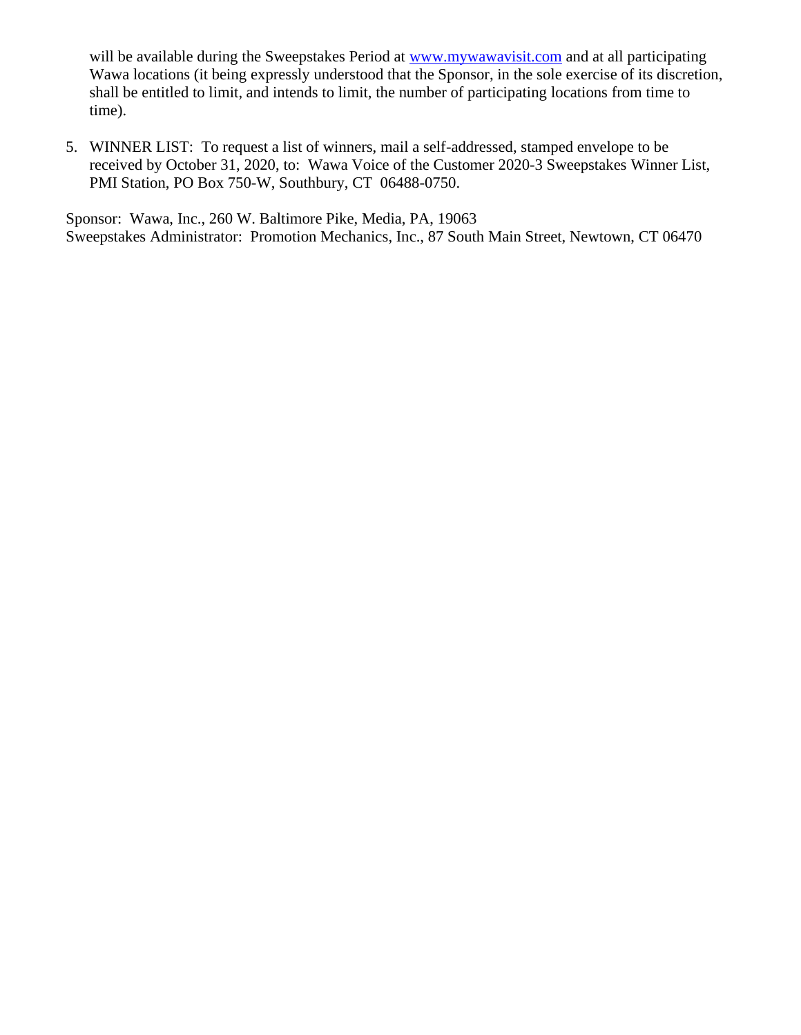will be available during the Sweepstakes Period at [www.mywawavisit.com](http://www.mywawavisit.com) and at all participating Wawa locations (it being expressly understood that the Sponsor, in the sole exercise of its discretion, shall be entitled to limit, and intends to limit, the number of participating locations from time to time).

5. WINNER LIST: To request a list of winners, mail a self-addressed, stamped envelope to be received by October 31, 2020, to: Wawa Voice of the Customer 2020-3 Sweepstakes Winner List, PMI Station, PO Box 750-W, Southbury, CT 06488-0750.

Sponsor: Wawa, Inc., 260 W. Baltimore Pike, Media, PA, 19063
Sweepstakes Administrator: Promotion Mechanics, Inc., 87 South Main Street, Newtown, CT 06470